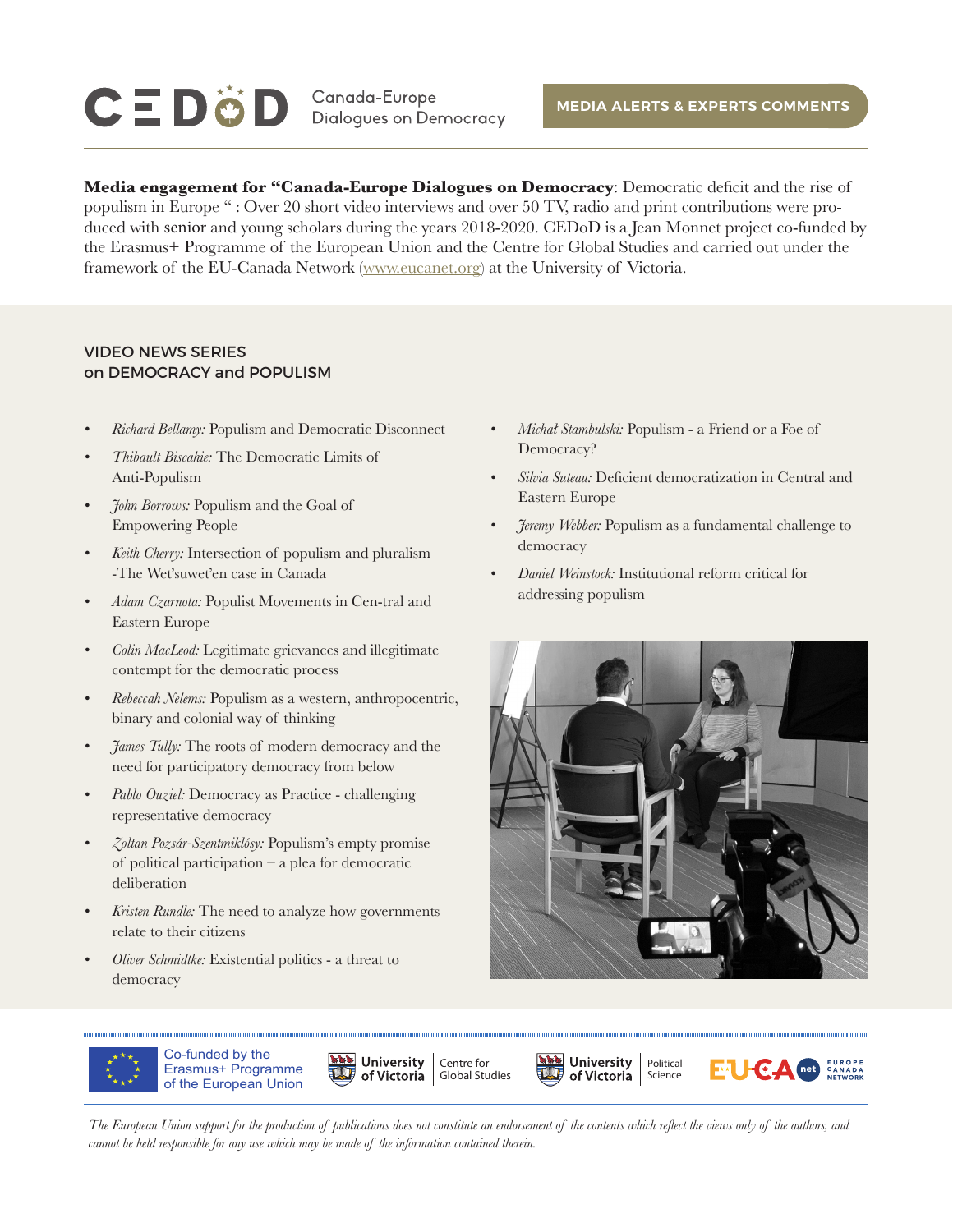# CEDoD Canada-Europe Dialogues on Democracy

MEDIA ALERTS & EXPERTS COMMENTS

**Media engagement for "Canada-Europe Dialogues on Democracy**: Democratic deficit and the rise of populism in Europe " : Over 20 short video interviews and over 50 TV, radio and print contributions were produced with senior and young scholars during the years 2018-2020. CEDoD is a Jean Monnet project co-funded by the Erasmus+ Programme of the European Union and the Centre for Global Studies and carried out under the framework of the EU-Canada Network (www.eucanet.org) at the University of Victoria.

## VIDEO NEWS SERIES on DEMOCRACY and POPULISM

- *Richard Bellamy:* Populism and Democratic Disconnect
- *Thibault Biscahie:* The Democratic Limits of Anti-Populism
- *John Borrows:* Populism and the Goal of Empowering People
- *Keith Cherry:* Intersection of populism and pluralism -The Wet'suwet'en case in Canada
- *Adam Czarnota:* Populist Movements in Cen-tral and Eastern Europe
- *Colin MacLeod:* Legitimate grievances and illegitimate contempt for the democratic process
- *Rebeccah Nelems:* Populism as a western, anthropocentric, binary and colonial way of thinking
- *James Tully:* The roots of modern democracy and the need for participatory democracy from below
- *Pablo Ouziel:* Democracy as Practice - challenging representative democracy
- *Zoltan Pozsár-Szentmiklósy:* Populism's empty promise of political participation – a plea for democratic deliberation
- *Kristen Rundle:* The need to analyze how governments relate to their citizens
- *Oliver Schmidtke:* Existential politics - a threat to democracy
- *Michał Stambulski:* Populism - a Friend or a Foe of Democracy?
- *Silvia Suteau:* Deficient democratization in Central and Eastern Europe
- *Jeremy Webber:* Populism as a fundamental challenge to democracy
- *Daniel Weinstock:* Institutional reform critical for addressing populism

Co-funded by the Erasmus+ Programme of the European Union | University of Victoria Centre for Global Studies | University of Victoria Political Science | EUCAnet Europe Canada Network

*The European Union support for the production of publications does not constitute an endorsement of the contents which reflect the views only of the authors, and cannot be held responsible for any use which may be made of the information contained therein.*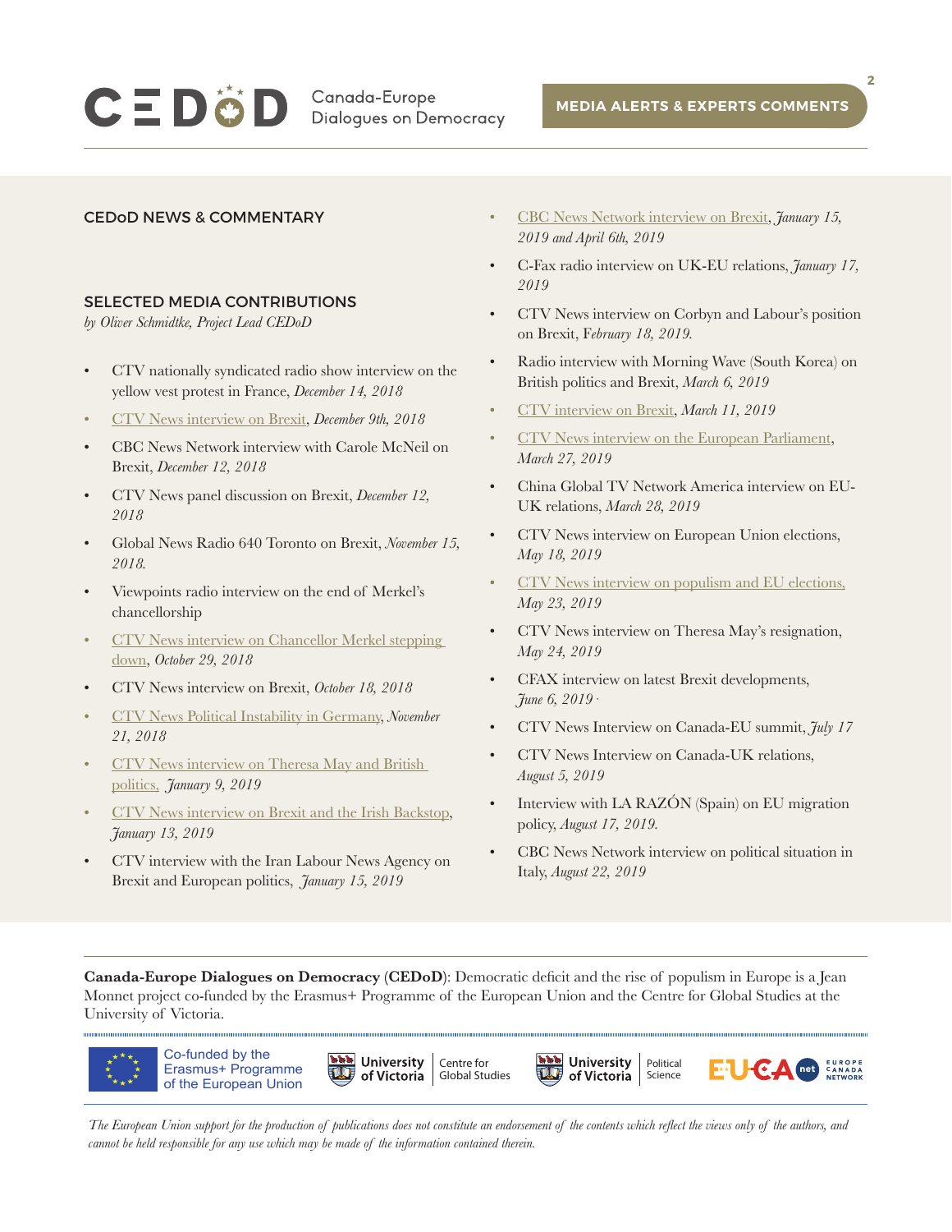## CEDoD NEWS & COMMENTARY

### SELECTED MEDIA CONTRIBUTIONS

*by Oliver Schmidtke, Project Lead CEDoD*

- CTV nationally syndicated radio show interview on the yellow vest protest in France, *December 14, 2018*
- CTV News interview on Brexit, *December 9th, 2018*
- CBC News Network interview with Carole McNeil on Brexit, *December 12, 2018*
- CTV News panel discussion on Brexit, *December 12, 2018*
- Global News Radio 640 Toronto on Brexit, *November 15, 2018.*
- Viewpoints radio interview on the end of Merkel's chancellorship
- CTV News interview on Chancellor Merkel stepping down, *October 29, 2018*
- CTV News interview on Brexit, *October 18, 2018*
- CTV News Political Instability in Germany, *November 21, 2018*
- CTV News interview on Theresa May and British politics, *January 9, 2019*
- CTV News interview on Brexit and the Irish Backstop, *January 13, 2019*
- CTV interview with the Iran Labour News Agency on Brexit and European politics, *January 15, 2019*
- CBC News Network interview on Brexit, *January 15, 2019 and April 6th, 2019*
- C-Fax radio interview on UK-EU relations, *January 17, 2019*
- CTV News interview on Corbyn and Labour's position on Brexit, *February 18, 2019.*
- Radio interview with Morning Wave (South Korea) on British politics and Brexit, *March 6, 2019*
- CTV interview on Brexit, *March 11, 2019*
- CTV News interview on the European Parliament, *March 27, 2019*
- China Global TV Network America interview on EU-UK relations, *March 28, 2019*
- CTV News interview on European Union elections, *May 18, 2019*
- CTV News interview on populism and EU elections, *May 23, 2019*
- CTV News interview on Theresa May's resignation, *May 24, 2019*
- CFAX interview on latest Brexit developments, *June 6, 2019*
- CTV News Interview on Canada-EU summit, *July 17*
- CTV News Interview on Canada-UK relations, *August 5, 2019*
- Interview with LA RAZÓN (Spain) on EU migration policy, *August 17, 2019.*
- CBC News Network interview on political situation in Italy, *August 22, 2019*

**Canada-Europe Dialogues on Democracy (CEDoD)**: Democratic deficit and the rise of populism in Europe is a Jean Monnet project co-funded by the Erasmus+ Programme of the European Union and the Centre for Global Studies at the University of Victoria.

Co-funded by the Erasmus+ Programme of the European Union | University of Victoria – Centre for Global Studies | University of Victoria – Political Science | EUCAnet Europe Canada Network

*The European Union support for the production of publications does not constitute an endorsement of the contents which reflect the views only of the authors, and cannot be held responsible for any use which may be made of the information contained therein.*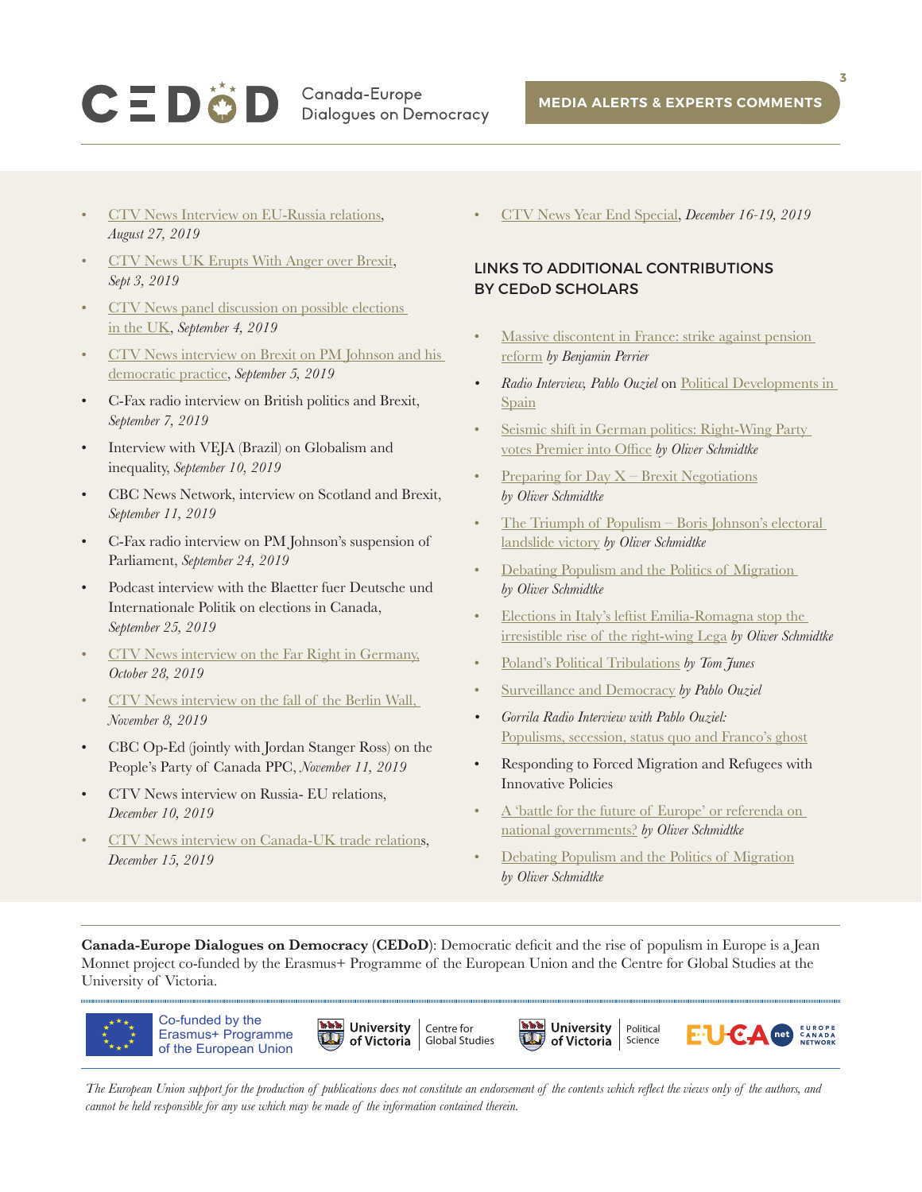- CTV News Interview on EU-Russia relations, *August 27, 2019*
- CTV News UK Erupts With Anger over Brexit, *Sept 3, 2019*
- CTV News panel discussion on possible elections in the UK, *September 4, 2019*
- CTV News interview on Brexit on PM Johnson and his democratic practice, *September 5, 2019*
- C-Fax radio interview on British politics and Brexit, *September 7, 2019*
- Interview with VEJA (Brazil) on Globalism and inequality, *September 10, 2019*
- CBC News Network, interview on Scotland and Brexit, *September 11, 2019*
- C-Fax radio interview on PM Johnson's suspension of Parliament, *September 24, 2019*
- Podcast interview with the Blaetter fuer Deutsche und Internationale Politik on elections in Canada, *September 25, 2019*
- CTV News interview on the Far Right in Germany, *October 28, 2019*
- CTV News interview on the fall of the Berlin Wall, *November 8, 2019*
- CBC Op-Ed (jointly with Jordan Stanger Ross) on the People's Party of Canada PPC, *November 11, 2019*
- CTV News interview on Russia- EU relations, *December 10, 2019*
- CTV News interview on Canada-UK trade relations, *December 15, 2019*
- CTV News Year End Special, *December 16-19, 2019*

## LINKS TO ADDITIONAL CONTRIBUTIONS BY CEDoD SCHOLARS

- Massive discontent in France: strike against pension reform *by Benjamin Perrier*
- *Radio Interview, Pablo Ouziel* on Political Developments in Spain
- Seismic shift in German politics: Right-Wing Party votes Premier into Office *by Oliver Schmidtke*
- Preparing for Day X – Brexit Negotiations *by Oliver Schmidtke*
- The Triumph of Populism – Boris Johnson's electoral landslide victory *by Oliver Schmidtke*
- Debating Populism and the Politics of Migration *by Oliver Schmidtke*
- Elections in Italy's leftist Emilia-Romagna stop the irresistible rise of the right-wing Lega *by Oliver Schmidtke*
- Poland's Political Tribulations *by Tom Junes*
- Surveillance and Democracy *by Pablo Ouziel*
- *Gorrila Radio Interview with Pablo Ouziel:* Populisms, secession, status quo and Franco's ghost
- Responding to Forced Migration and Refugees with Innovative Policies
- A 'battle for the future of Europe' or referenda on national governments? *by Oliver Schmidtke*
- Debating Populism and the Politics of Migration *by Oliver Schmidtke*

**Canada-Europe Dialogues on Democracy** (**CEDoD**): Democratic deficit and the rise of populism in Europe is a Jean Monnet project co-funded by the Erasmus+ Programme of the European Union and the Centre for Global Studies at the University of Victoria.

Co-funded by the Erasmus+ Programme of the European Union

University of Victoria | Centre for Global Studies

University of Victoria | Political Science

EUCA net EUROPE CANADA NETWORK

*The European Union support for the production of publications does not constitute an endorsement of the contents which reflect the views only of the authors, and cannot be held responsible for any use which may be made of the information contained therein.*